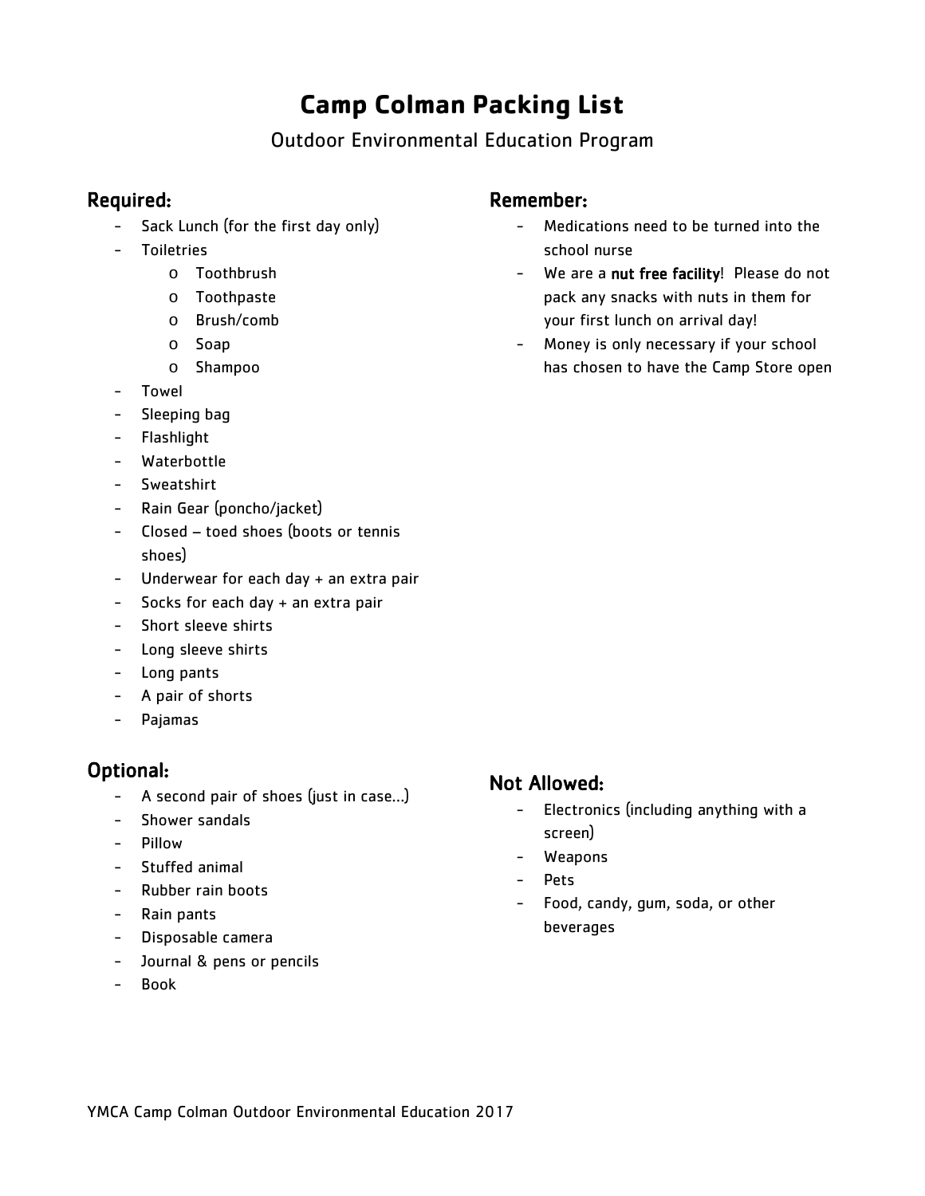# Camp Colman Packing List

Outdoor Environmental Education Program

## Required:

- Sack Lunch (for the first day only)
- Toiletries
  - Toothbrush
  - Toothpaste
  - Brush/comb
  - Soap
  - Shampoo
- Towel
- Sleeping bag
- Flashlight
- Waterbottle
- Sweatshirt
- Rain Gear (poncho/jacket)
- Closed – toed shoes (boots or tennis shoes)
- Underwear for each day + an extra pair
- Socks for each day + an extra pair
- Short sleeve shirts
- Long sleeve shirts
- Long pants
- A pair of shorts
- Pajamas

## Optional:

- A second pair of shoes (just in case…)
- Shower sandals
- Pillow
- Stuffed animal
- Rubber rain boots
- Rain pants
- Disposable camera
- Journal & pens or pencils
- Book

## Remember:

- Medications need to be turned into the school nurse
- We are a **nut free facility**! Please do not pack any snacks with nuts in them for your first lunch on arrival day!
- Money is only necessary if your school has chosen to have the Camp Store open

## Not Allowed:

- Electronics (including anything with a screen)
- Weapons
- Pets
- Food, candy, gum, soda, or other beverages

YMCA Camp Colman Outdoor Environmental Education 2017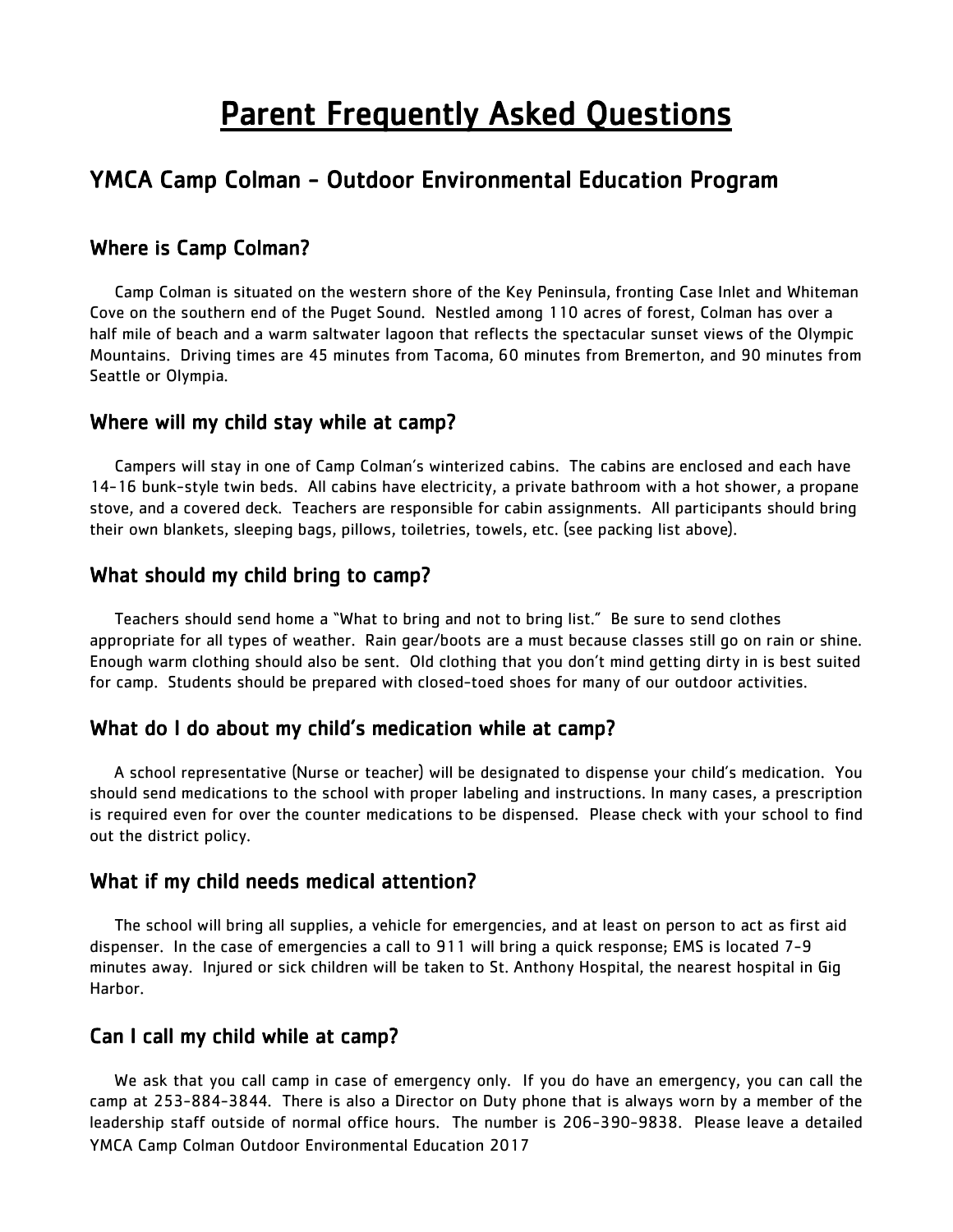# Parent Frequently Asked Questions

## YMCA Camp Colman - Outdoor Environmental Education Program

### Where is Camp Colman?

Camp Colman is situated on the western shore of the Key Peninsula, fronting Case Inlet and Whiteman Cove on the southern end of the Puget Sound. Nestled among 110 acres of forest, Colman has over a half mile of beach and a warm saltwater lagoon that reflects the spectacular sunset views of the Olympic Mountains. Driving times are 45 minutes from Tacoma, 60 minutes from Bremerton, and 90 minutes from Seattle or Olympia.

### Where will my child stay while at camp?

Campers will stay in one of Camp Colman's winterized cabins. The cabins are enclosed and each have 14-16 bunk-style twin beds. All cabins have electricity, a private bathroom with a hot shower, a propane stove, and a covered deck. Teachers are responsible for cabin assignments. All participants should bring their own blankets, sleeping bags, pillows, toiletries, towels, etc. (see packing list above).

### What should my child bring to camp?

Teachers should send home a "What to bring and not to bring list." Be sure to send clothes appropriate for all types of weather. Rain gear/boots are a must because classes still go on rain or shine. Enough warm clothing should also be sent. Old clothing that you don't mind getting dirty in is best suited for camp. Students should be prepared with closed-toed shoes for many of our outdoor activities.

### What do I do about my child's medication while at camp?

A school representative (Nurse or teacher) will be designated to dispense your child's medication. You should send medications to the school with proper labeling and instructions. In many cases, a prescription is required even for over the counter medications to be dispensed. Please check with your school to find out the district policy.

### What if my child needs medical attention?

The school will bring all supplies, a vehicle for emergencies, and at least on person to act as first aid dispenser. In the case of emergencies a call to 911 will bring a quick response; EMS is located 7-9 minutes away. Injured or sick children will be taken to St. Anthony Hospital, the nearest hospital in Gig Harbor.

### Can I call my child while at camp?

We ask that you call camp in case of emergency only. If you do have an emergency, you can call the camp at 253-884-3844. There is also a Director on Duty phone that is always worn by a member of the leadership staff outside of normal office hours. The number is 206-390-9838. Please leave a detailed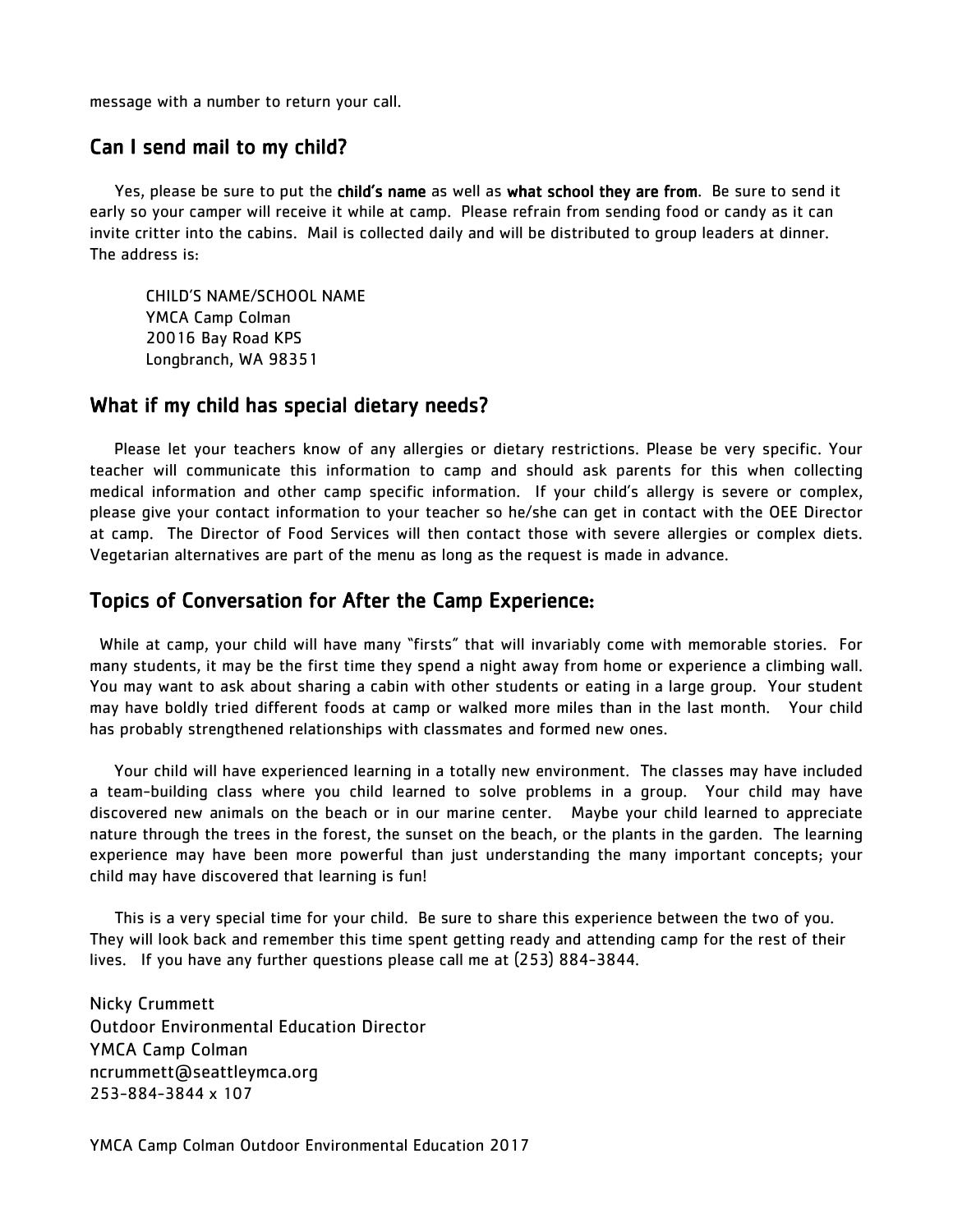message with a number to return your call.

## Can I send mail to my child?

Yes, please be sure to put the **child's name** as well as **what school they are from**. Be sure to send it early so your camper will receive it while at camp. Please refrain from sending food or candy as it can invite critter into the cabins. Mail is collected daily and will be distributed to group leaders at dinner. The address is:

CHILD'S NAME/SCHOOL NAME
YMCA Camp Colman
20016 Bay Road KPS
Longbranch, WA 98351

## What if my child has special dietary needs?

Please let your teachers know of any allergies or dietary restrictions. Please be very specific. Your teacher will communicate this information to camp and should ask parents for this when collecting medical information and other camp specific information. If your child's allergy is severe or complex, please give your contact information to your teacher so he/she can get in contact with the OEE Director at camp. The Director of Food Services will then contact those with severe allergies or complex diets. Vegetarian alternatives are part of the menu as long as the request is made in advance.

## Topics of Conversation for After the Camp Experience:

While at camp, your child will have many "firsts" that will invariably come with memorable stories. For many students, it may be the first time they spend a night away from home or experience a climbing wall. You may want to ask about sharing a cabin with other students or eating in a large group. Your student may have boldly tried different foods at camp or walked more miles than in the last month. Your child has probably strengthened relationships with classmates and formed new ones.

Your child will have experienced learning in a totally new environment. The classes may have included a team-building class where you child learned to solve problems in a group. Your child may have discovered new animals on the beach or in our marine center. Maybe your child learned to appreciate nature through the trees in the forest, the sunset on the beach, or the plants in the garden. The learning experience may have been more powerful than just understanding the many important concepts; your child may have discovered that learning is fun!

This is a very special time for your child. Be sure to share this experience between the two of you. They will look back and remember this time spent getting ready and attending camp for the rest of their lives. If you have any further questions please call me at (253) 884-3844.

Nicky Crummett
Outdoor Environmental Education Director
YMCA Camp Colman
ncrummett@seattleymca.org
253-884-3844 x 107